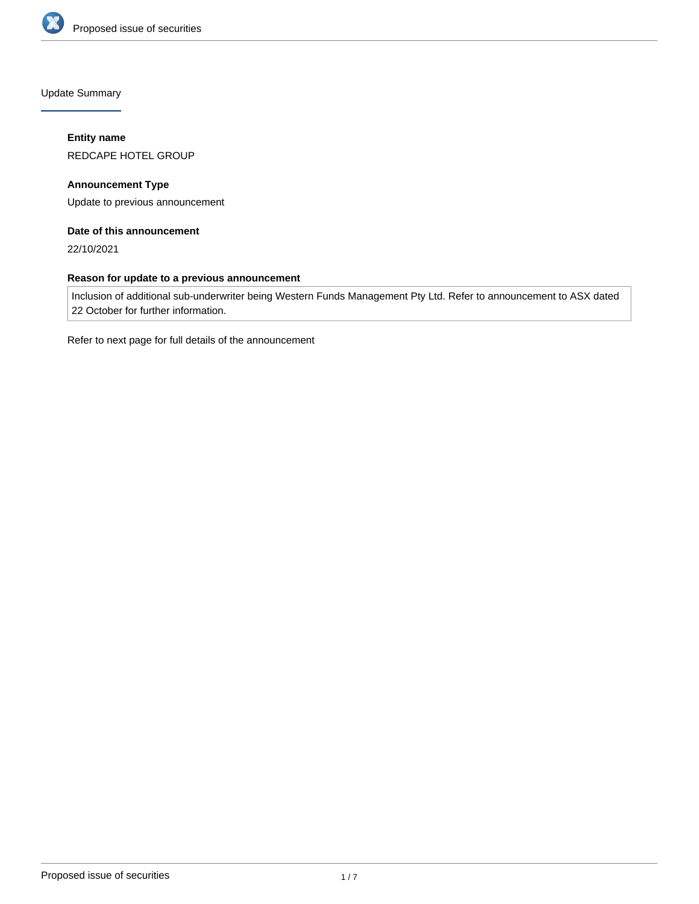## Update Summary

**Entity name**

REDCAPE HOTEL GROUP

**Announcement Type**

Update to previous announcement

**Date of this announcement**

22/10/2021

**Reason for update to a previous announcement**

Inclusion of additional sub-underwriter being Western Funds Management Pty Ltd. Refer to announcement to ASX dated 22 October for further information.

Refer to next page for full details of the announcement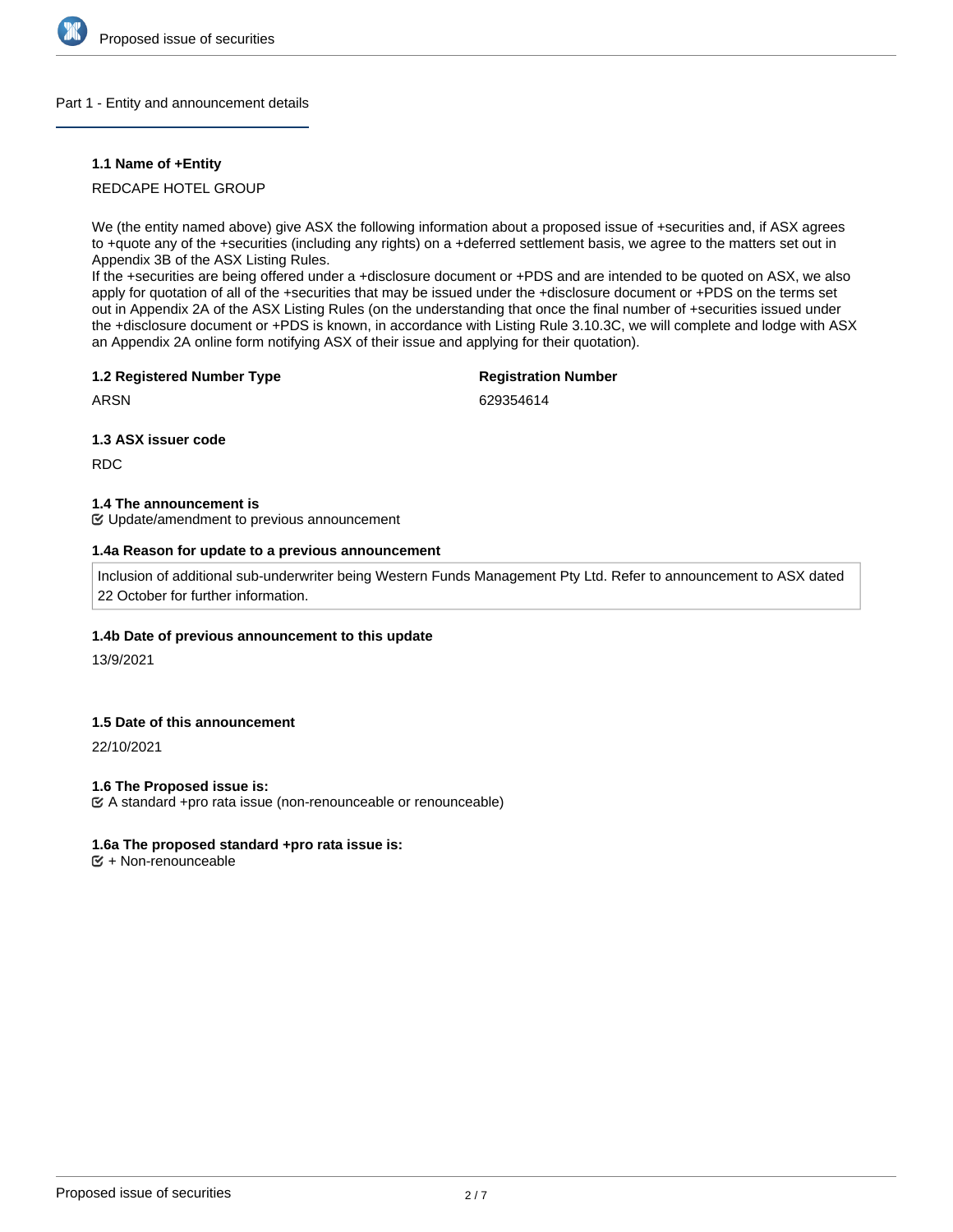## Part 1 - Entity and announcement details

**1.1 Name of +Entity**

REDCAPE HOTEL GROUP

We (the entity named above) give ASX the following information about a proposed issue of +securities and, if ASX agrees to +quote any of the +securities (including any rights) on a +deferred settlement basis, we agree to the matters set out in Appendix 3B of the ASX Listing Rules.
If the +securities are being offered under a +disclosure document or +PDS and are intended to be quoted on ASX, we also apply for quotation of all of the +securities that may be issued under the +disclosure document or +PDS on the terms set out in Appendix 2A of the ASX Listing Rules (on the understanding that once the final number of +securities issued under the +disclosure document or +PDS is known, in accordance with Listing Rule 3.10.3C, we will complete and lodge with ASX an Appendix 2A online form notifying ASX of their issue and applying for their quotation).

**1.2 Registered Number Type**

ARSN

**Registration Number**

629354614

**1.3 ASX issuer code**

RDC

**1.4 The announcement is**

☑ Update/amendment to previous announcement

**1.4a Reason for update to a previous announcement**

Inclusion of additional sub-underwriter being Western Funds Management Pty Ltd. Refer to announcement to ASX dated 22 October for further information.

**1.4b Date of previous announcement to this update**

13/9/2021

**1.5 Date of this announcement**

22/10/2021

**1.6 The Proposed issue is:**

☑ A standard +pro rata issue (non-renounceable or renounceable)

**1.6a The proposed standard +pro rata issue is:**

☑ + Non-renounceable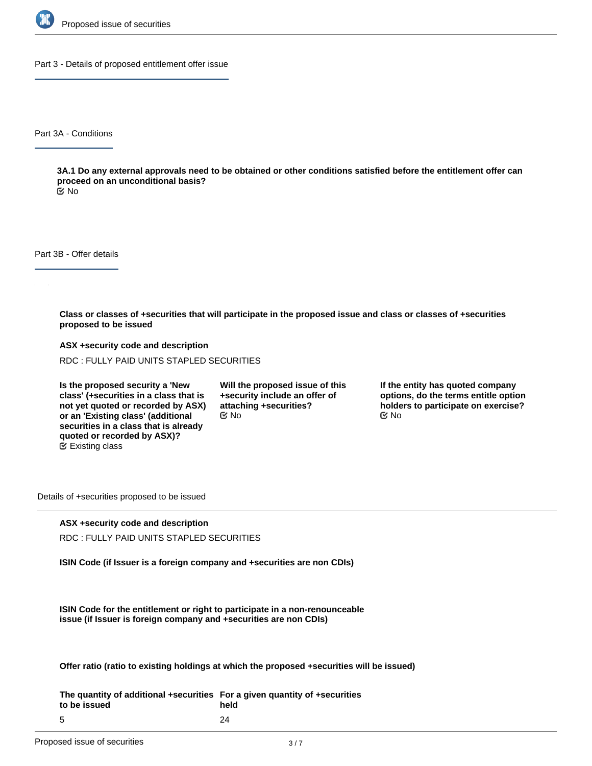## Part 3 - Details of proposed entitlement offer issue

### Part 3A - Conditions

**3A.1 Do any external approvals need to be obtained or other conditions satisfied before the entitlement offer can proceed on an unconditional basis?**

☑ No

### Part 3B - Offer details

**Class or classes of +securities that will participate in the proposed issue and class or classes of +securities proposed to be issued**

**ASX +security code and description**

RDC : FULLY PAID UNITS STAPLED SECURITIES

**Is the proposed security a 'New class' (+securities in a class that is not yet quoted or recorded by ASX) or an 'Existing class' (additional securities in a class that is already quoted or recorded by ASX)?**

☑ Existing class

**Will the proposed issue of this +security include an offer of attaching +securities?**

☑ No

**If the entity has quoted company options, do the terms entitle option holders to participate on exercise?**

☑ No

Details of +securities proposed to be issued

**ASX +security code and description**

RDC : FULLY PAID UNITS STAPLED SECURITIES

**ISIN Code (if Issuer is a foreign company and +securities are non CDIs)**

**ISIN Code for the entitlement or right to participate in a non-renounceable issue (if Issuer is foreign company and +securities are non CDIs)**

**Offer ratio (ratio to existing holdings at which the proposed +securities will be issued)**

| The quantity of additional +securities to be issued | For a given quantity of +securities held |
|---|---|
| 5 | 24 |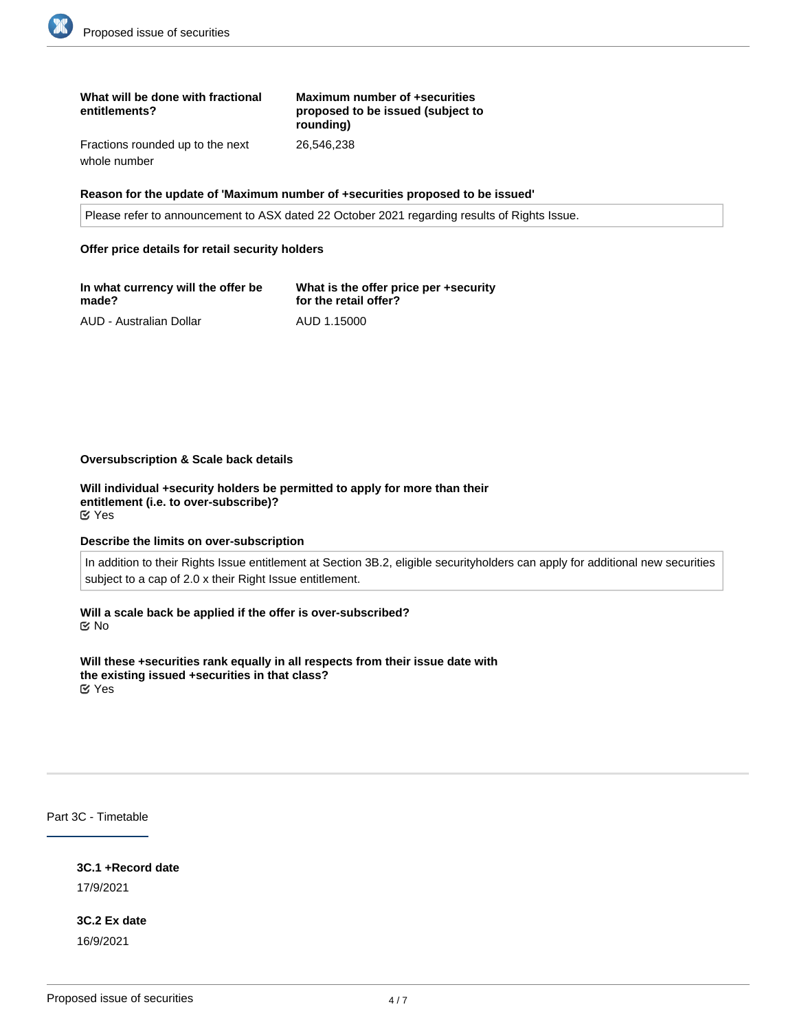| What will be done with fractional entitlements? | Maximum number of +securities proposed to be issued (subject to rounding) |
| --- | --- |
| Fractions rounded up to the next whole number | 26,546,238 |

**Reason for the update of 'Maximum number of +securities proposed to be issued'**

Please refer to announcement to ASX dated 22 October 2021 regarding results of Rights Issue.

**Offer price details for retail security holders**

| In what currency will the offer be made? | What is the offer price per +security for the retail offer? |
| --- | --- |
| AUD - Australian Dollar | AUD 1.15000 |

**Oversubscription & Scale back details**

**Will individual +security holders be permitted to apply for more than their entitlement (i.e. to over-subscribe)?**
☑ Yes

**Describe the limits on over-subscription**

In addition to their Rights Issue entitlement at Section 3B.2, eligible securityholders can apply for additional new securities subject to a cap of 2.0 x their Right Issue entitlement.

**Will a scale back be applied if the offer is over-subscribed?**
☑ No

**Will these +securities rank equally in all respects from their issue date with the existing issued +securities in that class?**
☑ Yes

## Part 3C - Timetable

**3C.1 +Record date**
17/9/2021

**3C.2 Ex date**
16/9/2021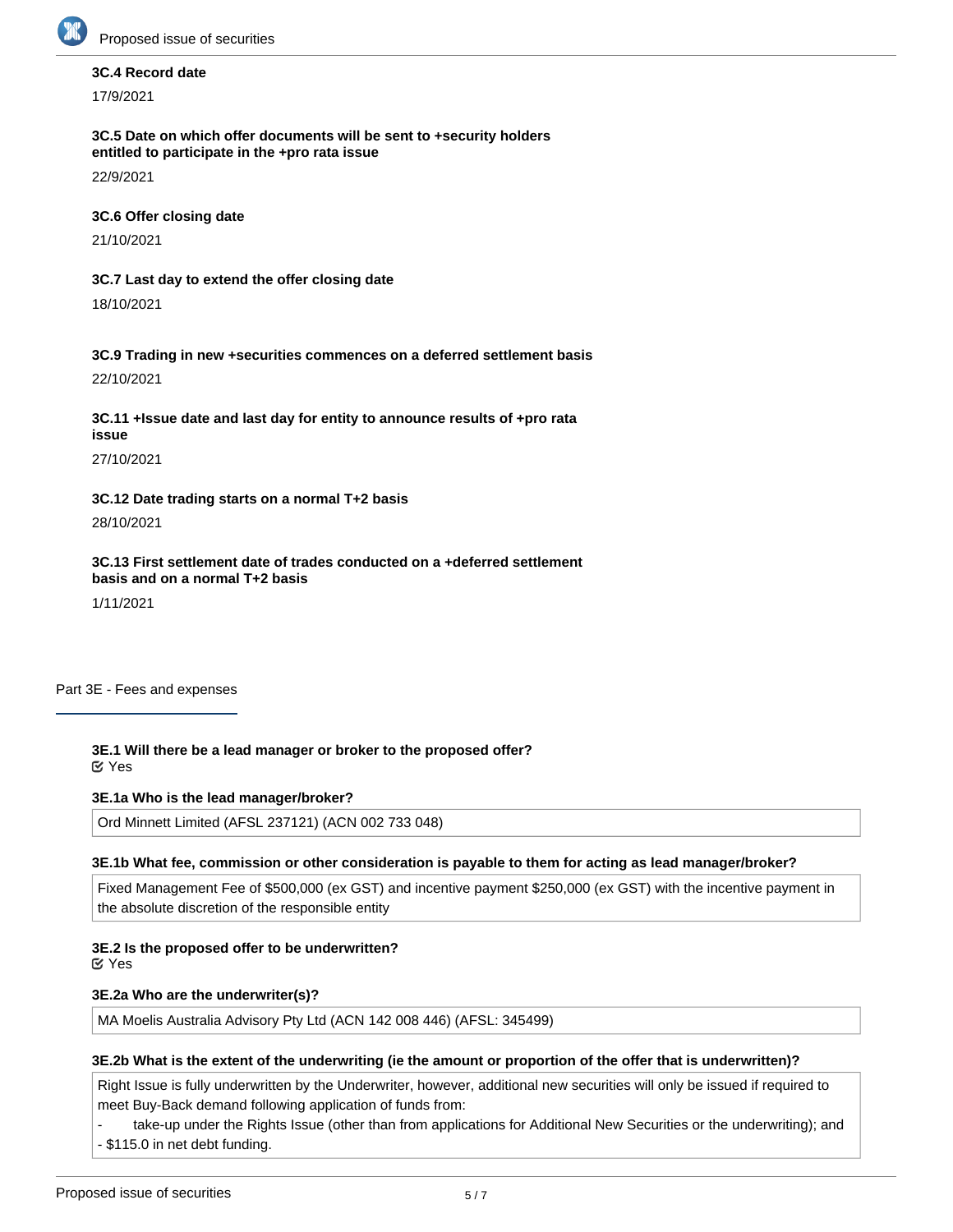**3C.4 Record date**

17/9/2021

**3C.5 Date on which offer documents will be sent to +security holders entitled to participate in the +pro rata issue**

22/9/2021

**3C.6 Offer closing date**

21/10/2021

**3C.7 Last day to extend the offer closing date**

18/10/2021

**3C.9 Trading in new +securities commences on a deferred settlement basis**

22/10/2021

**3C.11 +Issue date and last day for entity to announce results of +pro rata issue**

27/10/2021

**3C.12 Date trading starts on a normal T+2 basis**

28/10/2021

**3C.13 First settlement date of trades conducted on a +deferred settlement basis and on a normal T+2 basis**

1/11/2021

## Part 3E - Fees and expenses

**3E.1 Will there be a lead manager or broker to the proposed offer?**

☑ Yes

**3E.1a Who is the lead manager/broker?**

Ord Minnett Limited (AFSL 237121) (ACN 002 733 048)

**3E.1b What fee, commission or other consideration is payable to them for acting as lead manager/broker?**

Fixed Management Fee of $500,000 (ex GST) and incentive payment $250,000 (ex GST) with the incentive payment in the absolute discretion of the responsible entity

**3E.2 Is the proposed offer to be underwritten?**

☑ Yes

**3E.2a Who are the underwriter(s)?**

MA Moelis Australia Advisory Pty Ltd (ACN 142 008 446) (AFSL: 345499)

**3E.2b What is the extent of the underwriting (ie the amount or proportion of the offer that is underwritten)?**

Right Issue is fully underwritten by the Underwriter, however, additional new securities will only be issued if required to meet Buy-Back demand following application of funds from:

- take-up under the Rights Issue (other than from applications for Additional New Securities or the underwriting); and
- $115.0 in net debt funding.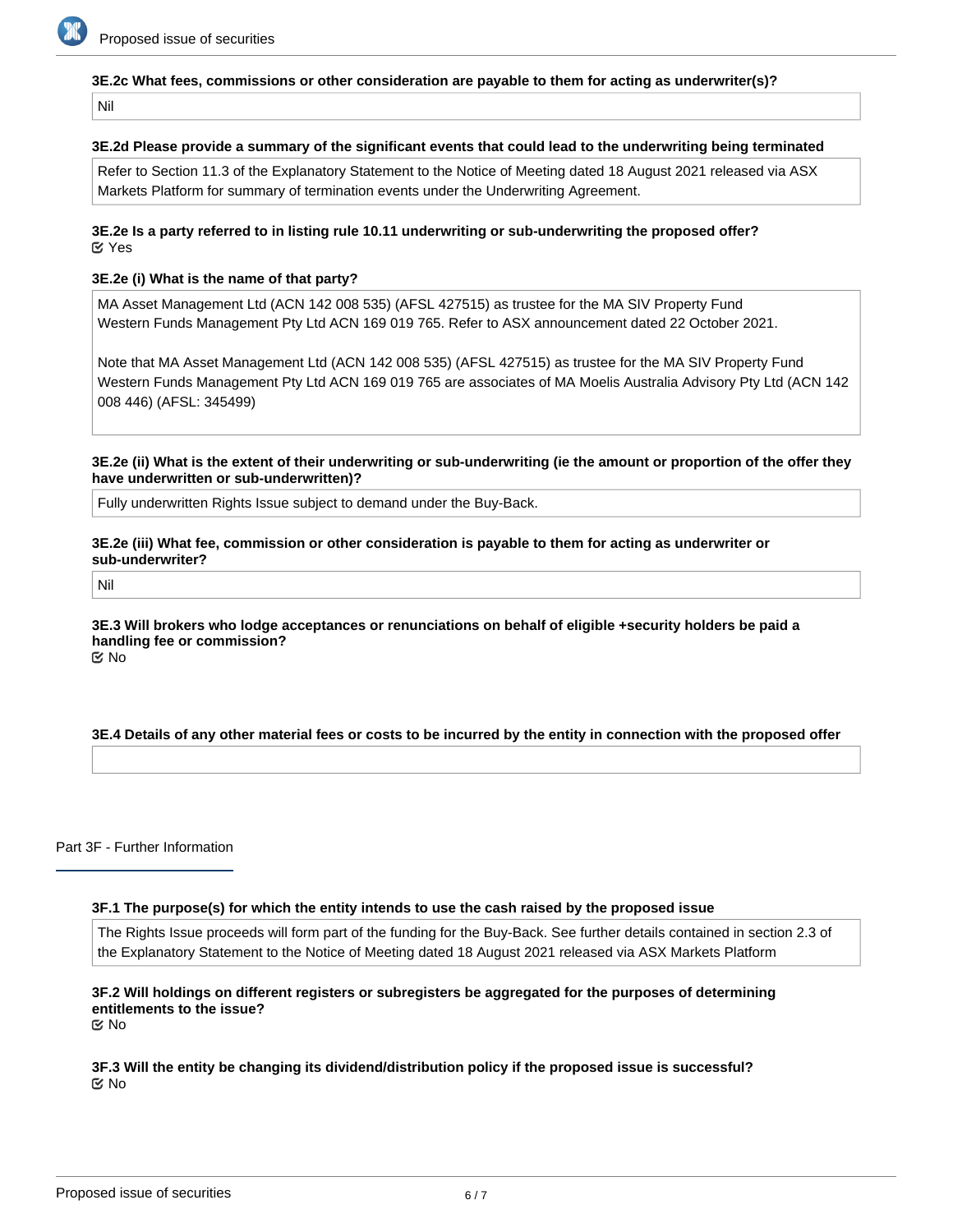**3E.2c What fees, commissions or other consideration are payable to them for acting as underwriter(s)?**

Nil

**3E.2d Please provide a summary of the significant events that could lead to the underwriting being terminated**

Refer to Section 11.3 of the Explanatory Statement to the Notice of Meeting dated 18 August 2021 released via ASX Markets Platform for summary of termination events under the Underwriting Agreement.

**3E.2e Is a party referred to in listing rule 10.11 underwriting or sub-underwriting the proposed offer?**

☑ Yes

**3E.2e (i) What is the name of that party?**

MA Asset Management Ltd (ACN 142 008 535) (AFSL 427515) as trustee for the MA SIV Property Fund
Western Funds Management Pty Ltd ACN 169 019 765. Refer to ASX announcement dated 22 October 2021.

Note that MA Asset Management Ltd (ACN 142 008 535) (AFSL 427515) as trustee for the MA SIV Property Fund
Western Funds Management Pty Ltd ACN 169 019 765 are associates of MA Moelis Australia Advisory Pty Ltd (ACN 142 008 446) (AFSL: 345499)

**3E.2e (ii) What is the extent of their underwriting or sub-underwriting (ie the amount or proportion of the offer they have underwritten or sub-underwritten)?**

Fully underwritten Rights Issue subject to demand under the Buy-Back.

**3E.2e (iii) What fee, commission or other consideration is payable to them for acting as underwriter or sub-underwriter?**

Nil

**3E.3 Will brokers who lodge acceptances or renunciations on behalf of eligible +security holders be paid a handling fee or commission?**

☑ No

**3E.4 Details of any other material fees or costs to be incurred by the entity in connection with the proposed offer**

## Part 3F - Further Information

**3F.1 The purpose(s) for which the entity intends to use the cash raised by the proposed issue**

The Rights Issue proceeds will form part of the funding for the Buy-Back. See further details contained in section 2.3 of the Explanatory Statement to the Notice of Meeting dated 18 August 2021 released via ASX Markets Platform

**3F.2 Will holdings on different registers or subregisters be aggregated for the purposes of determining entitlements to the issue?**

☑ No

**3F.3 Will the entity be changing its dividend/distribution policy if the proposed issue is successful?**

☑ No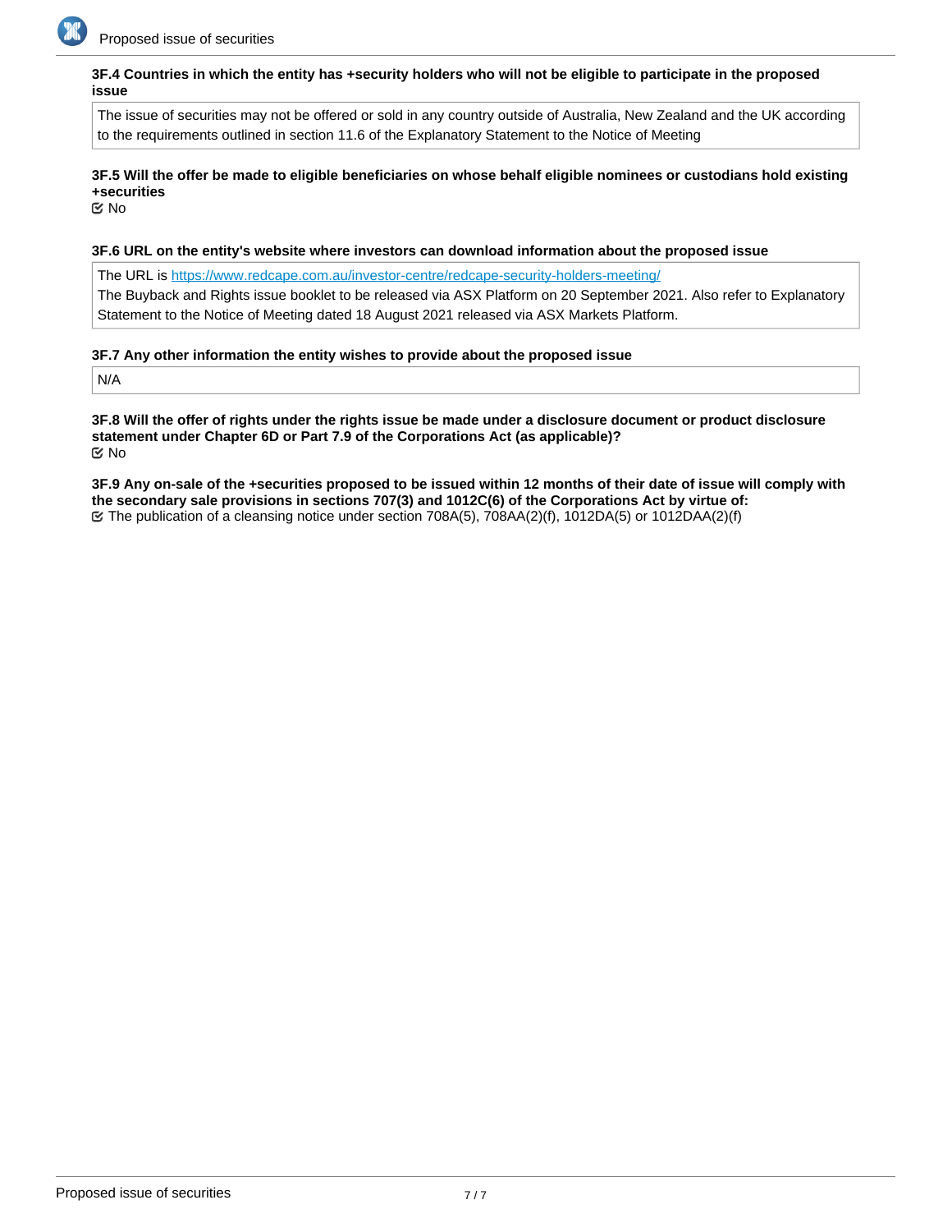**3F.4 Countries in which the entity has +security holders who will not be eligible to participate in the proposed issue**

The issue of securities may not be offered or sold in any country outside of Australia, New Zealand and the UK according to the requirements outlined in section 11.6 of the Explanatory Statement to the Notice of Meeting

**3F.5 Will the offer be made to eligible beneficiaries on whose behalf eligible nominees or custodians hold existing +securities**

☑ No

**3F.6 URL on the entity's website where investors can download information about the proposed issue**

The URL is https://www.redcape.com.au/investor-centre/redcape-security-holders-meeting/
The Buyback and Rights issue booklet to be released via ASX Platform on 20 September 2021. Also refer to Explanatory Statement to the Notice of Meeting dated 18 August 2021 released via ASX Markets Platform.

**3F.7 Any other information the entity wishes to provide about the proposed issue**

N/A

**3F.8 Will the offer of rights under the rights issue be made under a disclosure document or product disclosure statement under Chapter 6D or Part 7.9 of the Corporations Act (as applicable)?**

☑ No

**3F.9 Any on-sale of the +securities proposed to be issued within 12 months of their date of issue will comply with the secondary sale provisions in sections 707(3) and 1012C(6) of the Corporations Act by virtue of:**

☑ The publication of a cleansing notice under section 708A(5), 708AA(2)(f), 1012DA(5) or 1012DAA(2)(f)